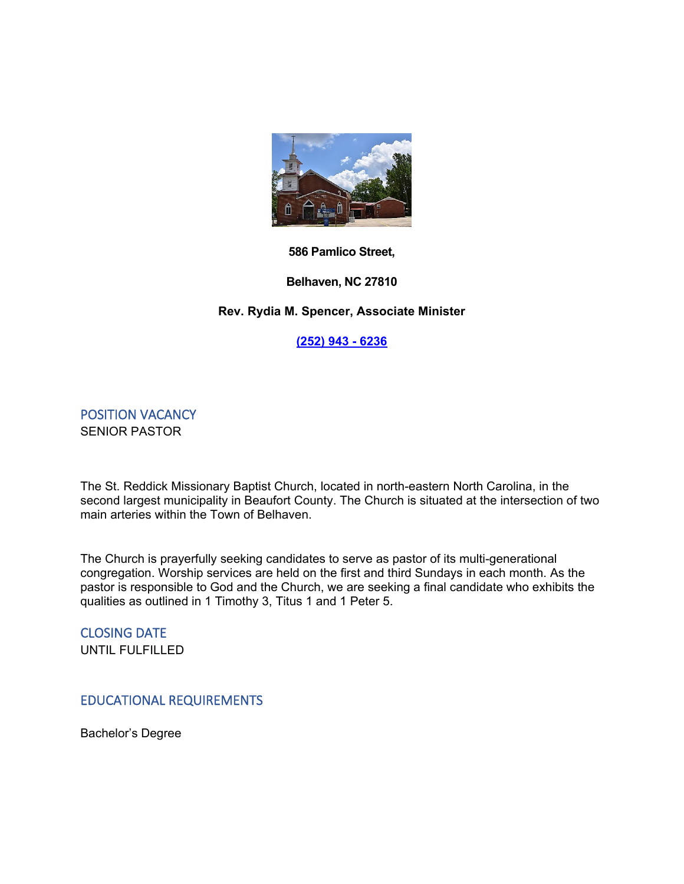**586 Pamlico Street,**

**Belhaven, NC 27810**

**Rev. Rydia M. Spencer, Associate Minister**

**[(252) 943 - 6236](tel:2529436236)**

## POSITION VACANCY

SENIOR PASTOR

The St. Reddick Missionary Baptist Church, located in north-eastern North Carolina, in the second largest municipality in Beaufort County. The Church is situated at the intersection of two main arteries within the Town of Belhaven.

The Church is prayerfully seeking candidates to serve as pastor of its multi-generational congregation. Worship services are held on the first and third Sundays in each month. As the pastor is responsible to God and the Church, we are seeking a final candidate who exhibits the qualities as outlined in 1 Timothy 3, Titus 1 and 1 Peter 5.

## CLOSING DATE

UNTIL FULFILLED

## EDUCATIONAL REQUIREMENTS

Bachelor's Degree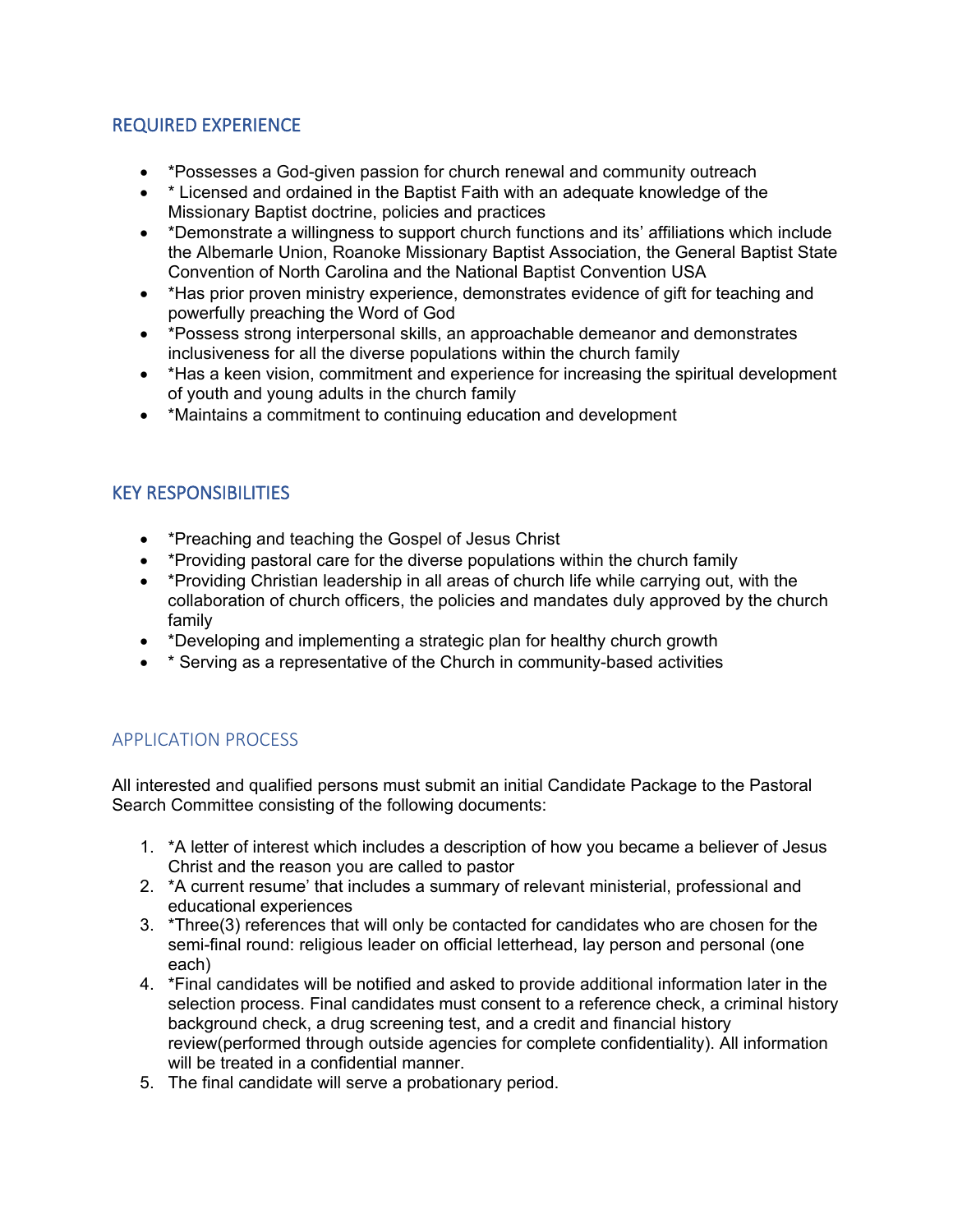## REQUIRED EXPERIENCE

- *Possesses a God-given passion for church renewal and community outreach
- * Licensed and ordained in the Baptist Faith with an adequate knowledge of the Missionary Baptist doctrine, policies and practices
- *Demonstrate a willingness to support church functions and its' affiliations which include the Albemarle Union, Roanoke Missionary Baptist Association, the General Baptist State Convention of North Carolina and the National Baptist Convention USA
- *Has prior proven ministry experience, demonstrates evidence of gift for teaching and powerfully preaching the Word of God
- *Possess strong interpersonal skills, an approachable demeanor and demonstrates inclusiveness for all the diverse populations within the church family
- *Has a keen vision, commitment and experience for increasing the spiritual development of youth and young adults in the church family
- *Maintains a commitment to continuing education and development

## KEY RESPONSIBILITIES

- *Preaching and teaching the Gospel of Jesus Christ
- *Providing pastoral care for the diverse populations within the church family
- *Providing Christian leadership in all areas of church life while carrying out, with the collaboration of church officers, the policies and mandates duly approved by the church family
- *Developing and implementing a strategic plan for healthy church growth
- * Serving as a representative of the Church in community-based activities

## APPLICATION PROCESS

All interested and qualified persons must submit an initial Candidate Package to the Pastoral Search Committee consisting of the following documents:

1. *A letter of interest which includes a description of how you became a believer of Jesus Christ and the reason you are called to pastor
2. *A current resume' that includes a summary of relevant ministerial, professional and educational experiences
3. *Three(3) references that will only be contacted for candidates who are chosen for the semi-final round: religious leader on official letterhead, lay person and personal (one each)
4. *Final candidates will be notified and asked to provide additional information later in the selection process. Final candidates must consent to a reference check, a criminal history background check, a drug screening test, and a credit and financial history review(performed through outside agencies for complete confidentiality). All information will be treated in a confidential manner.
5. The final candidate will serve a probationary period.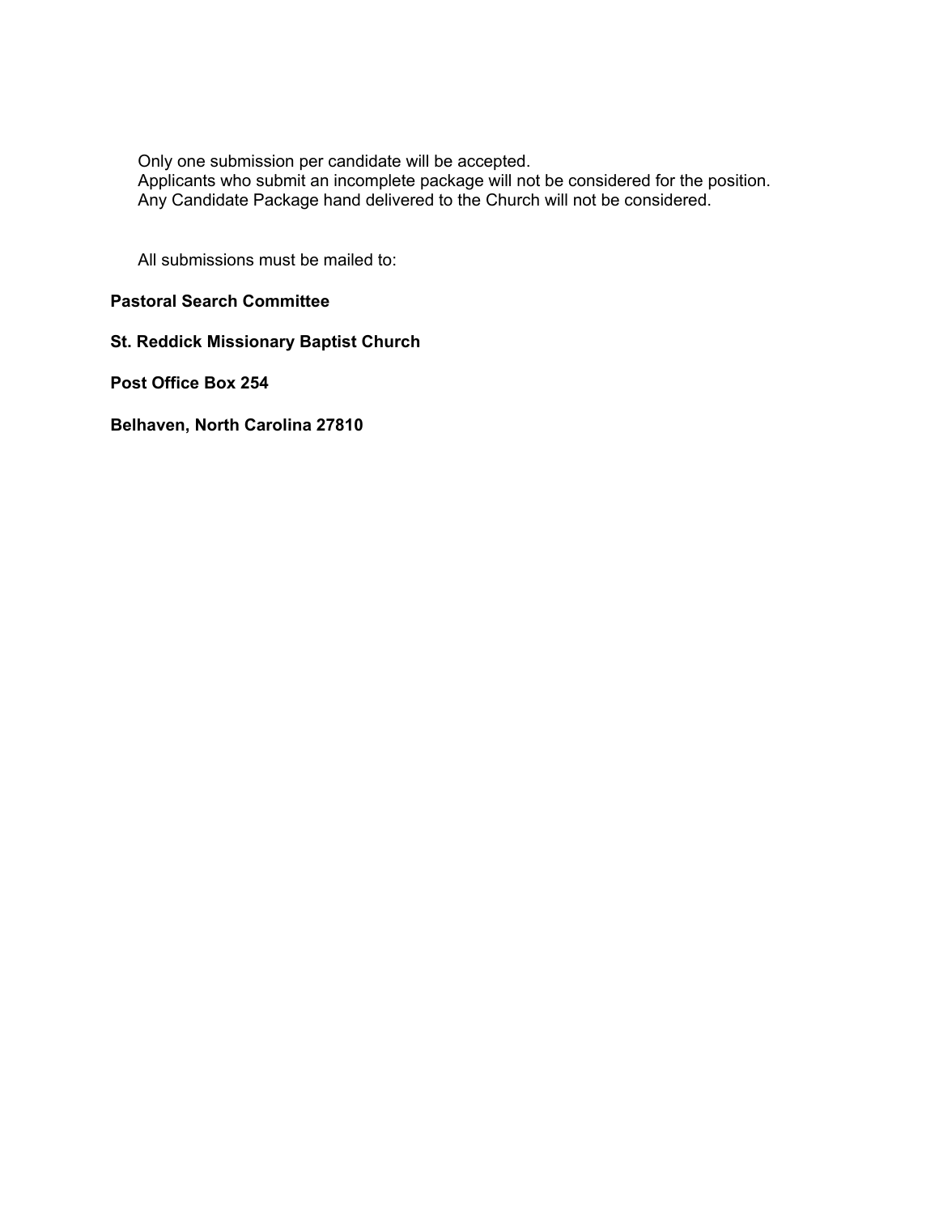Only one submission per candidate will be accepted.
Applicants who submit an incomplete package will not be considered for the position.
Any Candidate Package hand delivered to the Church will not be considered.

All submissions must be mailed to:

**Pastoral Search Committee**

**St. Reddick Missionary Baptist Church**

**Post Office Box 254**

**Belhaven, North Carolina 27810**